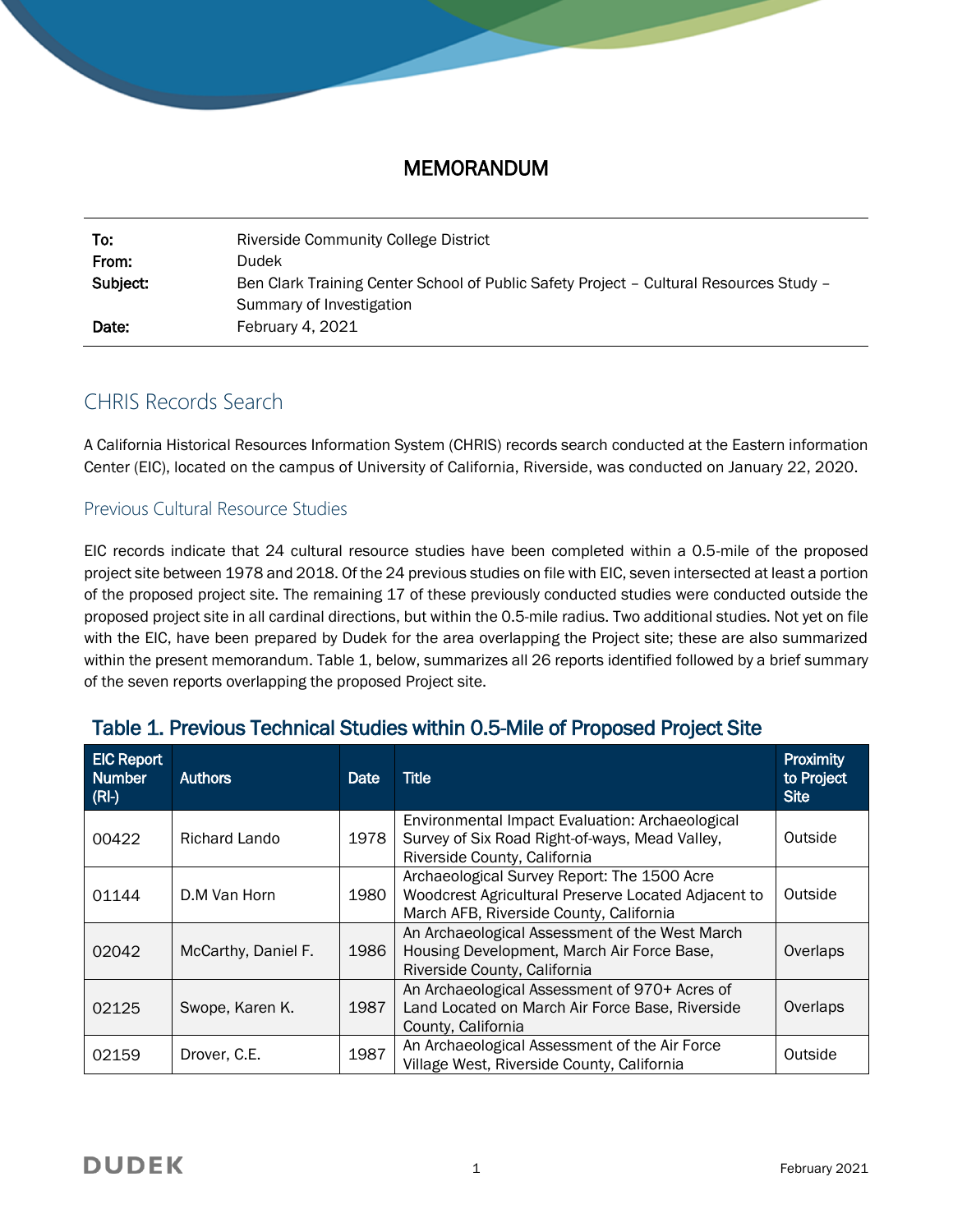# MEMORANDUM

| | |
|---|---|
| **To:** | Riverside Community College District |
| **From:** | Dudek |
| **Subject:** | Ben Clark Training Center School of Public Safety Project – Cultural Resources Study – Summary of Investigation |
| **Date:** | February 4, 2021 |

## CHRIS Records Search

A California Historical Resources Information System (CHRIS) records search conducted at the Eastern information Center (EIC), located on the campus of University of California, Riverside, was conducted on January 22, 2020.

### Previous Cultural Resource Studies

EIC records indicate that 24 cultural resource studies have been completed within a 0.5-mile of the proposed project site between 1978 and 2018. Of the 24 previous studies on file with EIC, seven intersected at least a portion of the proposed project site. The remaining 17 of these previously conducted studies were conducted outside the proposed project site in all cardinal directions, but within the 0.5-mile radius. Two additional studies. Not yet on file with the EIC, have been prepared by Dudek for the area overlapping the Project site; these are also summarized within the present memorandum. Table 1, below, summarizes all 26 reports identified followed by a brief summary of the seven reports overlapping the proposed Project site.

### Table 1. Previous Technical Studies within 0.5-Mile of Proposed Project Site

| EIC Report Number (RI-) | Authors | Date | Title | Proximity to Project Site |
|---|---|---|---|---|
| 00422 | Richard Lando | 1978 | Environmental Impact Evaluation: Archaeological Survey of Six Road Right-of-ways, Mead Valley, Riverside County, California | Outside |
| 01144 | D.M Van Horn | 1980 | Archaeological Survey Report: The 1500 Acre Woodcrest Agricultural Preserve Located Adjacent to March AFB, Riverside County, California | Outside |
| 02042 | McCarthy, Daniel F. | 1986 | An Archaeological Assessment of the West March Housing Development, March Air Force Base, Riverside County, California | Overlaps |
| 02125 | Swope, Karen K. | 1987 | An Archaeological Assessment of 970+ Acres of Land Located on March Air Force Base, Riverside County, California | Overlaps |
| 02159 | Drover, C.E. | 1987 | An Archaeological Assessment of the Air Force Village West, Riverside County, California | Outside |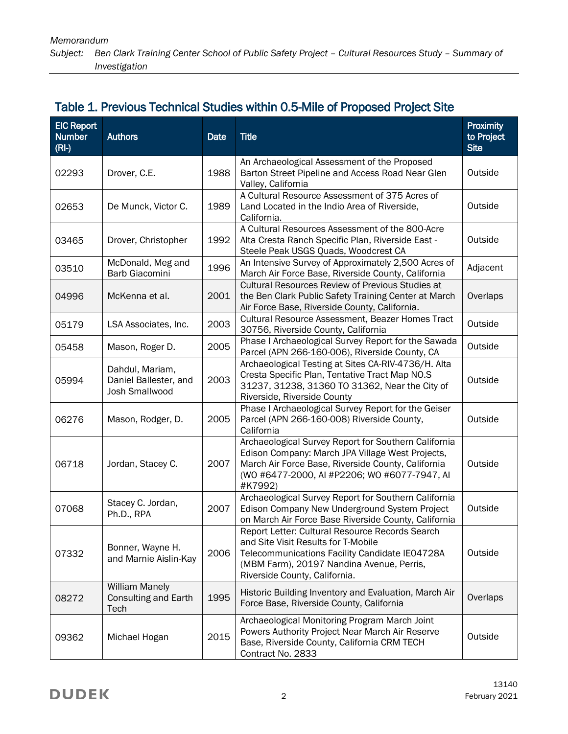## Table 1. Previous Technical Studies within 0.5-Mile of Proposed Project Site

| EIC Report Number (RI-) | Authors | Date | Title | Proximity to Project Site |
|---|---|---|---|---|
| 02293 | Drover, C.E. | 1988 | An Archaeological Assessment of the Proposed Barton Street Pipeline and Access Road Near Glen Valley, California | Outside |
| 02653 | De Munck, Victor C. | 1989 | A Cultural Resource Assessment of 375 Acres of Land Located in the Indio Area of Riverside, California. | Outside |
| 03465 | Drover, Christopher | 1992 | A Cultural Resources Assessment of the 800-Acre Alta Cresta Ranch Specific Plan, Riverside East - Steele Peak USGS Quads, Woodcrest CA | Outside |
| 03510 | McDonald, Meg and Barb Giacomini | 1996 | An Intensive Survey of Approximately 2,500 Acres of March Air Force Base, Riverside County, California | Adjacent |
| 04996 | McKenna et al. | 2001 | Cultural Resources Review of Previous Studies at the Ben Clark Public Safety Training Center at March Air Force Base, Riverside County, California. | Overlaps |
| 05179 | LSA Associates, Inc. | 2003 | Cultural Resource Assessment, Beazer Homes Tract 30756, Riverside County, California | Outside |
| 05458 | Mason, Roger D. | 2005 | Phase I Archaeological Survey Report for the Sawada Parcel (APN 266-160-006), Riverside County, CA | Outside |
| 05994 | Dahdul, Mariam, Daniel Ballester, and Josh Smallwood | 2003 | Archaeological Testing at Sites CA-RIV-4736/H. Alta Cresta Specific Plan, Tentative Tract Map NO.S 31237, 31238, 31360 TO 31362, Near the City of Riverside, Riverside County | Outside |
| 06276 | Mason, Rodger, D. | 2005 | Phase I Archaeological Survey Report for the Geiser Parcel (APN 266-160-008) Riverside County, California | Outside |
| 06718 | Jordan, Stacey C. | 2007 | Archaeological Survey Report for Southern California Edison Company: March JPA Village West Projects, March Air Force Base, Riverside County, California (WO #6477-2000, AI #P2206; WO #6077-7947, AI #K7992) | Outside |
| 07068 | Stacey C. Jordan, Ph.D., RPA | 2007 | Archaeological Survey Report for Southern California Edison Company New Underground System Project on March Air Force Base Riverside County, California | Outside |
| 07332 | Bonner, Wayne H. and Marnie Aislin-Kay | 2006 | Report Letter: Cultural Resource Records Search and Site Visit Results for T-Mobile Telecommunications Facility Candidate IE04728A (MBM Farm), 20197 Nandina Avenue, Perris, Riverside County, California. | Outside |
| 08272 | William Manely Consulting and Earth Tech | 1995 | Historic Building Inventory and Evaluation, March Air Force Base, Riverside County, California | Overlaps |
| 09362 | Michael Hogan | 2015 | Archaeological Monitoring Program March Joint Powers Authority Project Near March Air Reserve Base, Riverside County, California CRM TECH Contract No. 2833 | Outside |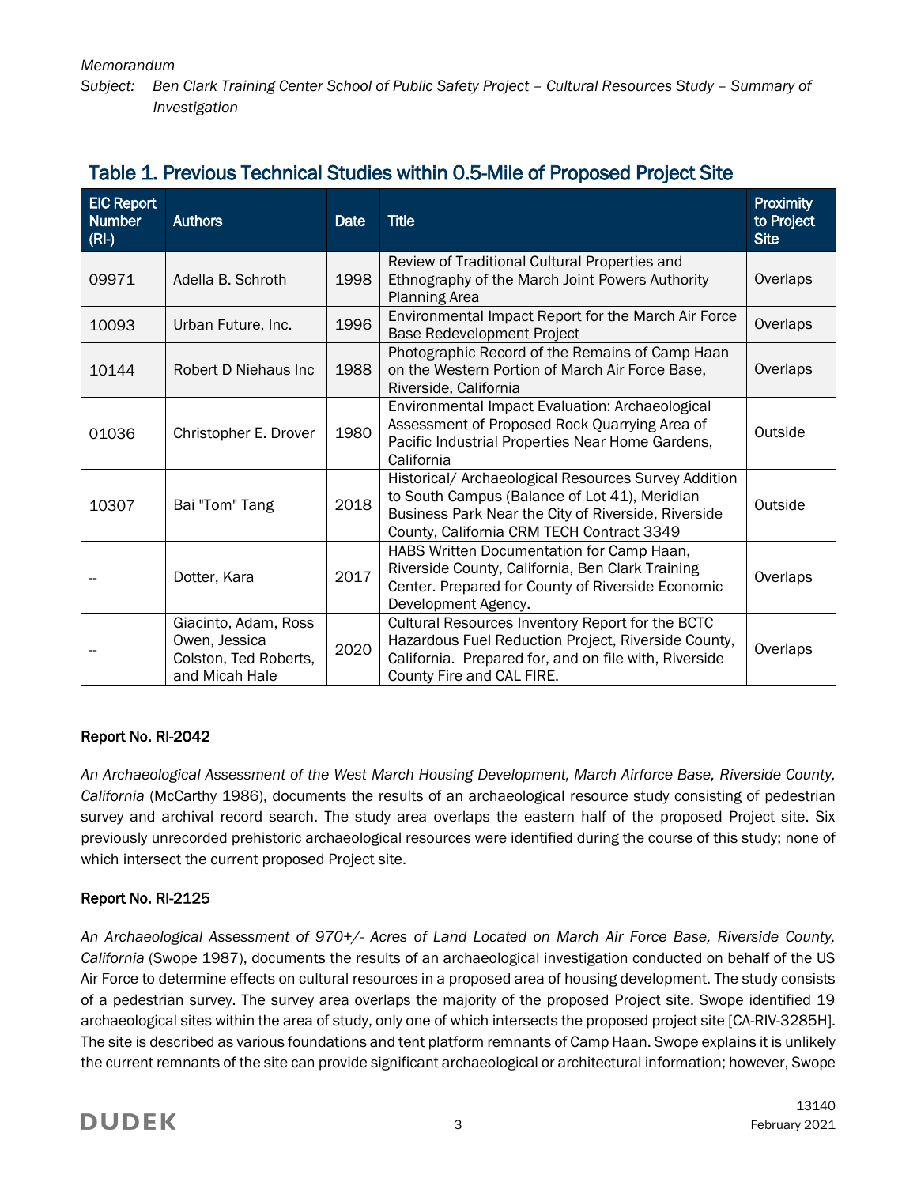## Table 1. Previous Technical Studies within 0.5-Mile of Proposed Project Site

| EIC Report Number (RI-) | Authors | Date | Title | Proximity to Project Site |
|---|---|---|---|---|
| 09971 | Adella B. Schroth | 1998 | Review of Traditional Cultural Properties and Ethnography of the March Joint Powers Authority Planning Area | Overlaps |
| 10093 | Urban Future, Inc. | 1996 | Environmental Impact Report for the March Air Force Base Redevelopment Project | Overlaps |
| 10144 | Robert D Niehaus Inc | 1988 | Photographic Record of the Remains of Camp Haan on the Western Portion of March Air Force Base, Riverside, California | Overlaps |
| 01036 | Christopher E. Drover | 1980 | Environmental Impact Evaluation: Archaeological Assessment of Proposed Rock Quarrying Area of Pacific Industrial Properties Near Home Gardens, California | Outside |
| 10307 | Bai "Tom" Tang | 2018 | Historical/ Archaeological Resources Survey Addition to South Campus (Balance of Lot 41), Meridian Business Park Near the City of Riverside, Riverside County, California CRM TECH Contract 3349 | Outside |
| -- | Dotter, Kara | 2017 | HABS Written Documentation for Camp Haan, Riverside County, California, Ben Clark Training Center. Prepared for County of Riverside Economic Development Agency. | Overlaps |
| -- | Giacinto, Adam, Ross Owen, Jessica Colston, Ted Roberts, and Micah Hale | 2020 | Cultural Resources Inventory Report for the BCTC Hazardous Fuel Reduction Project, Riverside County, California. Prepared for, and on file with, Riverside County Fire and CAL FIRE. | Overlaps |

**Report No. RI-2042**

*An Archaeological Assessment of the West March Housing Development, March Airforce Base, Riverside County, California* (McCarthy 1986), documents the results of an archaeological resource study consisting of pedestrian survey and archival record search. The study area overlaps the eastern half of the proposed Project site. Six previously unrecorded prehistoric archaeological resources were identified during the course of this study; none of which intersect the current proposed Project site.

**Report No. RI-2125**

*An Archaeological Assessment of 970+/- Acres of Land Located on March Air Force Base, Riverside County, California* (Swope 1987), documents the results of an archaeological investigation conducted on behalf of the US Air Force to determine effects on cultural resources in a proposed area of housing development. The study consists of a pedestrian survey. The survey area overlaps the majority of the proposed Project site. Swope identified 19 archaeological sites within the area of study, only one of which intersects the proposed project site [CA-RIV-3285H]. The site is described as various foundations and tent platform remnants of Camp Haan. Swope explains it is unlikely the current remnants of the site can provide significant archaeological or architectural information; however, Swope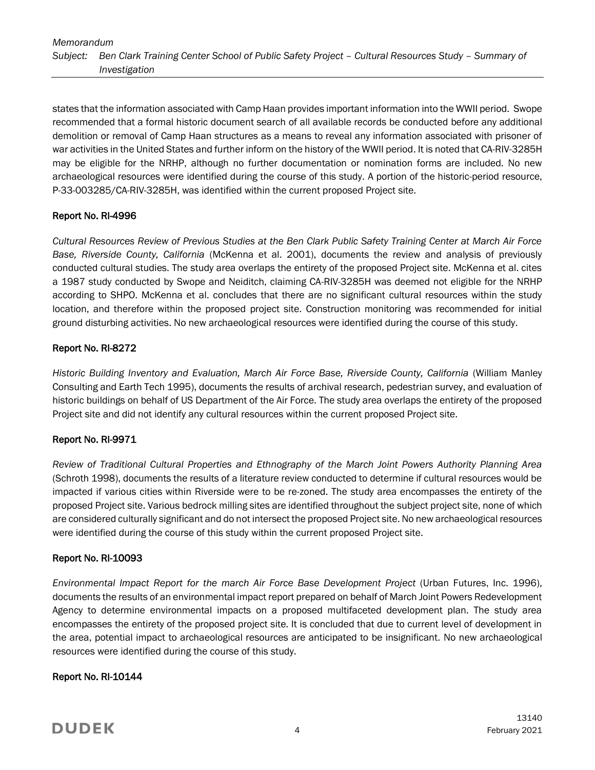states that the information associated with Camp Haan provides important information into the WWII period. Swope recommended that a formal historic document search of all available records be conducted before any additional demolition or removal of Camp Haan structures as a means to reveal any information associated with prisoner of war activities in the United States and further inform on the history of the WWII period. It is noted that CA-RIV-3285H may be eligible for the NRHP, although no further documentation or nomination forms are included. No new archaeological resources were identified during the course of this study. A portion of the historic-period resource, P-33-003285/CA-RIV-3285H, was identified within the current proposed Project site.

### Report No. RI-4996

*Cultural Resources Review of Previous Studies at the Ben Clark Public Safety Training Center at March Air Force Base, Riverside County, California* (McKenna et al. 2001), documents the review and analysis of previously conducted cultural studies. The study area overlaps the entirety of the proposed Project site. McKenna et al. cites a 1987 study conducted by Swope and Neiditch, claiming CA-RIV-3285H was deemed not eligible for the NRHP according to SHPO. McKenna et al. concludes that there are no significant cultural resources within the study location, and therefore within the proposed project site. Construction monitoring was recommended for initial ground disturbing activities. No new archaeological resources were identified during the course of this study.

### Report No. RI-8272

*Historic Building Inventory and Evaluation, March Air Force Base, Riverside County, California* (William Manley Consulting and Earth Tech 1995), documents the results of archival research, pedestrian survey, and evaluation of historic buildings on behalf of US Department of the Air Force. The study area overlaps the entirety of the proposed Project site and did not identify any cultural resources within the current proposed Project site.

### Report No. RI-9971

*Review of Traditional Cultural Properties and Ethnography of the March Joint Powers Authority Planning Area* (Schroth 1998), documents the results of a literature review conducted to determine if cultural resources would be impacted if various cities within Riverside were to be re-zoned. The study area encompasses the entirety of the proposed Project site. Various bedrock milling sites are identified throughout the subject project site, none of which are considered culturally significant and do not intersect the proposed Project site. No new archaeological resources were identified during the course of this study within the current proposed Project site.

### Report No. RI-10093

*Environmental Impact Report for the march Air Force Base Development Project* (Urban Futures, Inc. 1996), documents the results of an environmental impact report prepared on behalf of March Joint Powers Redevelopment Agency to determine environmental impacts on a proposed multifaceted development plan. The study area encompasses the entirety of the proposed project site. It is concluded that due to current level of development in the area, potential impact to archaeological resources are anticipated to be insignificant. No new archaeological resources were identified during the course of this study.

### Report No. RI-10144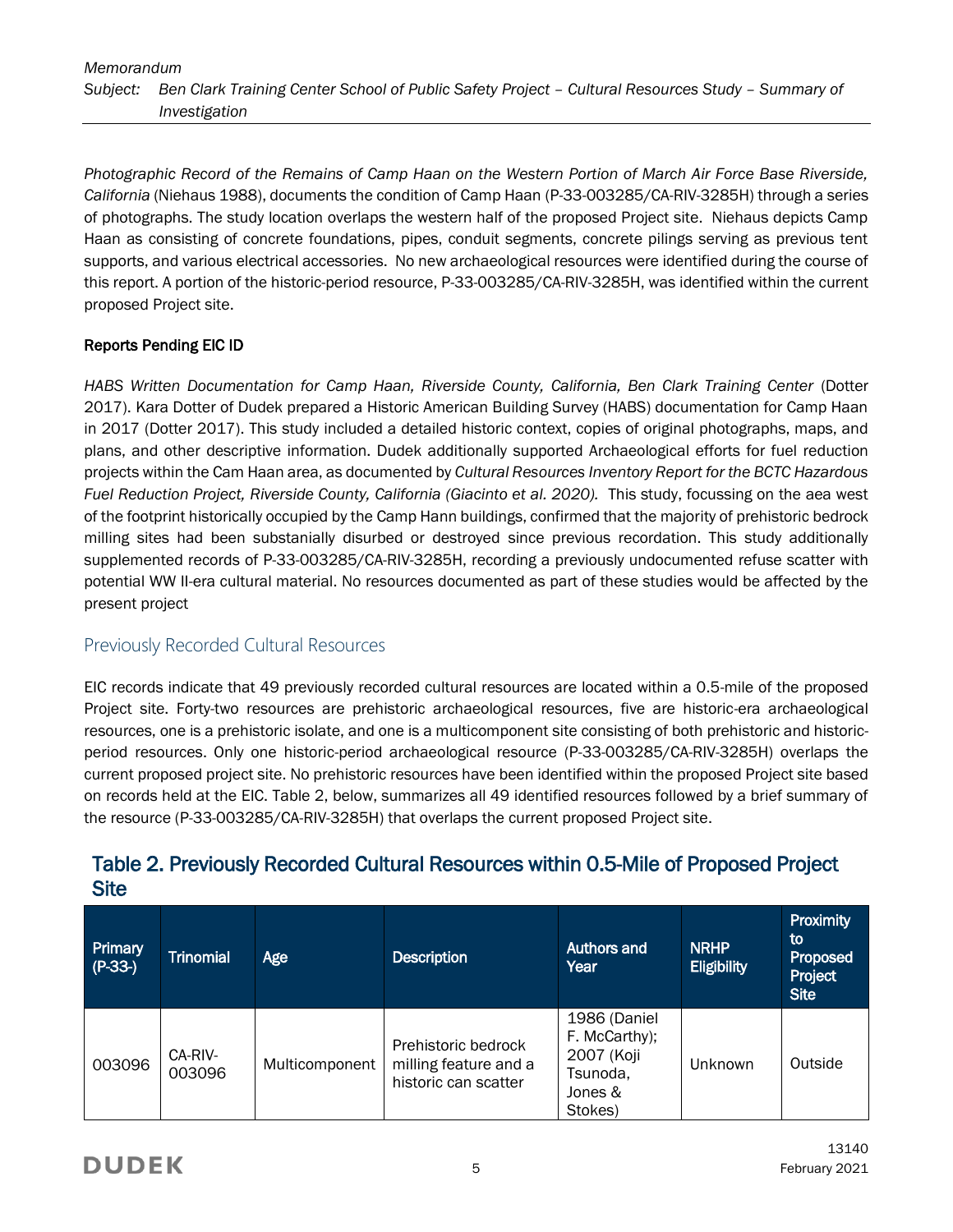*Photographic Record of the Remains of Camp Haan on the Western Portion of March Air Force Base Riverside, California* (Niehaus 1988), documents the condition of Camp Haan (P-33-003285/CA-RIV-3285H) through a series of photographs. The study location overlaps the western half of the proposed Project site. Niehaus depicts Camp Haan as consisting of concrete foundations, pipes, conduit segments, concrete pilings serving as previous tent supports, and various electrical accessories. No new archaeological resources were identified during the course of this report. A portion of the historic-period resource, P-33-003285/CA-RIV-3285H, was identified within the current proposed Project site.

**Reports Pending EIC ID**

*HABS Written Documentation for Camp Haan, Riverside County, California, Ben Clark Training Center* (Dotter 2017). Kara Dotter of Dudek prepared a Historic American Building Survey (HABS) documentation for Camp Haan in 2017 (Dotter 2017). This study included a detailed historic context, copies of original photographs, maps, and plans, and other descriptive information. Dudek additionally supported Archaeological efforts for fuel reduction projects within the Cam Haan area, as documented by *Cultural Resources Inventory Report for the BCTC Hazardous Fuel Reduction Project, Riverside County, California (Giacinto et al. 2020).* This study, focussing on the aea west of the footprint historically occupied by the Camp Hann buildings, confirmed that the majority of prehistoric bedrock milling sites had been substanially disurbed or destroyed since previous recordation. This study additionally supplemented records of P-33-003285/CA-RIV-3285H, recording a previously undocumented refuse scatter with potential WW II-era cultural material. No resources documented as part of these studies would be affected by the present project

## Previously Recorded Cultural Resources

EIC records indicate that 49 previously recorded cultural resources are located within a 0.5-mile of the proposed Project site. Forty-two resources are prehistoric archaeological resources, five are historic-era archaeological resources, one is a prehistoric isolate, and one is a multicomponent site consisting of both prehistoric and historic-period resources. Only one historic-period archaeological resource (P-33-003285/CA-RIV-3285H) overlaps the current proposed project site. No prehistoric resources have been identified within the proposed Project site based on records held at the EIC. Table 2, below, summarizes all 49 identified resources followed by a brief summary of the resource (P-33-003285/CA-RIV-3285H) that overlaps the current proposed Project site.

## Table 2. Previously Recorded Cultural Resources within 0.5-Mile of Proposed Project Site

| Primary (P-33-) | Trinomial | Age | Description | Authors and Year | NRHP Eligibility | Proximity to Proposed Project Site |
|---|---|---|---|---|---|---|
| 003096 | CA-RIV-003096 | Multicomponent | Prehistoric bedrock milling feature and a historic can scatter | 1986 (Daniel F. McCarthy); 2007 (Koji Tsunoda, Jones & Stokes) | Unknown | Outside |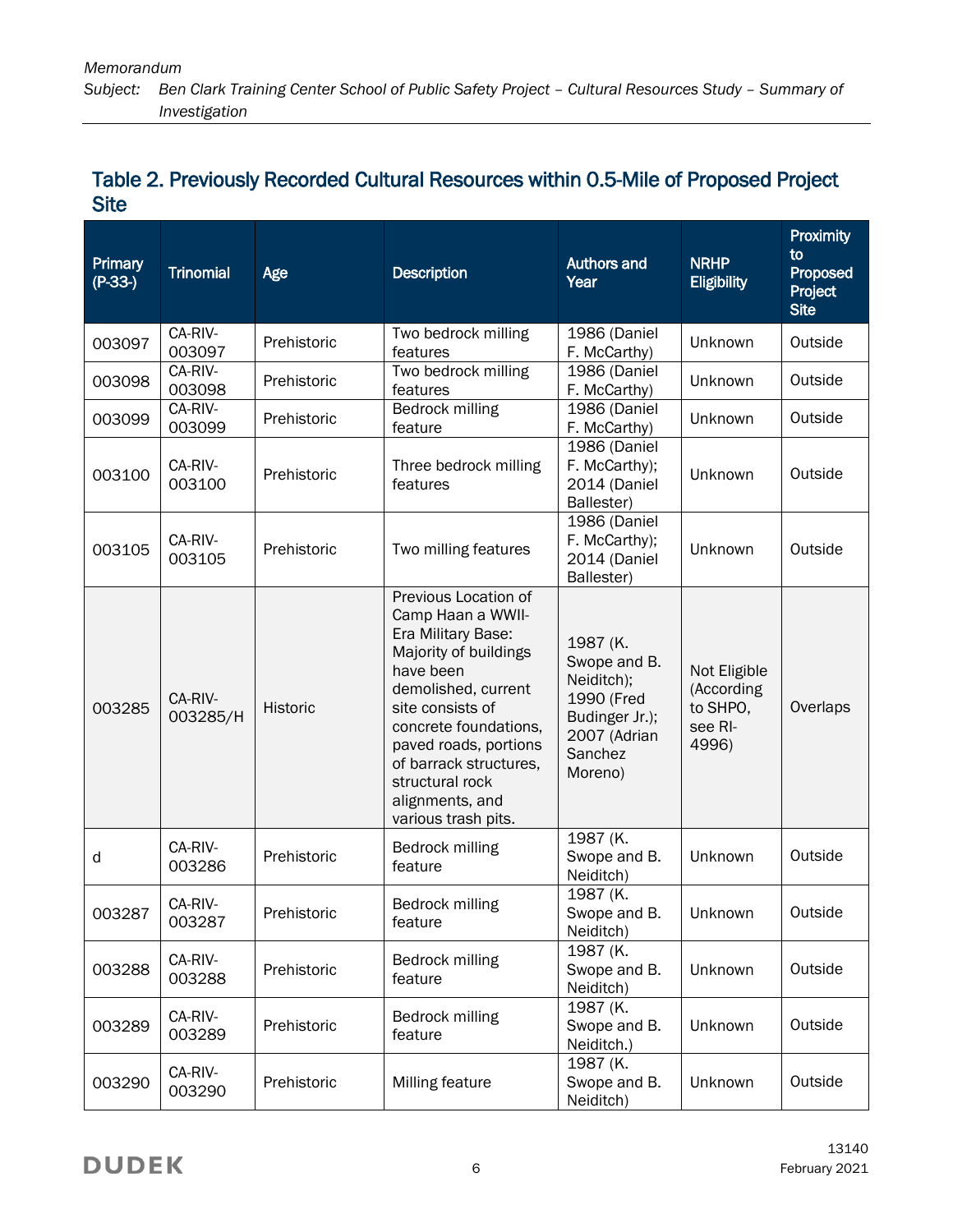## Table 2. Previously Recorded Cultural Resources within 0.5-Mile of Proposed Project Site

| Primary (P-33-) | Trinomial | Age | Description | Authors and Year | NRHP Eligibility | Proximity to Proposed Project Site |
|---|---|---|---|---|---|---|
| 003097 | CA-RIV-003097 | Prehistoric | Two bedrock milling features | 1986 (Daniel F. McCarthy) | Unknown | Outside |
| 003098 | CA-RIV-003098 | Prehistoric | Two bedrock milling features | 1986 (Daniel F. McCarthy) | Unknown | Outside |
| 003099 | CA-RIV-003099 | Prehistoric | Bedrock milling feature | 1986 (Daniel F. McCarthy) | Unknown | Outside |
| 003100 | CA-RIV-003100 | Prehistoric | Three bedrock milling features | 1986 (Daniel F. McCarthy); 2014 (Daniel Ballester) | Unknown | Outside |
| 003105 | CA-RIV-003105 | Prehistoric | Two milling features | 1986 (Daniel F. McCarthy); 2014 (Daniel Ballester) | Unknown | Outside |
| 003285 | CA-RIV-003285/H | Historic | Previous Location of Camp Haan a WWII-Era Military Base: Majority of buildings have been demolished, current site consists of concrete foundations, paved roads, portions of barrack structures, structural rock alignments, and various trash pits. | 1987 (K. Swope and B. Neiditch); 1990 (Fred Budinger Jr.); 2007 (Adrian Sanchez Moreno) | Not Eligible (According to SHPO, see RI-4996) | Overlaps |
| d | CA-RIV-003286 | Prehistoric | Bedrock milling feature | 1987 (K. Swope and B. Neiditch) | Unknown | Outside |
| 003287 | CA-RIV-003287 | Prehistoric | Bedrock milling feature | 1987 (K. Swope and B. Neiditch) | Unknown | Outside |
| 003288 | CA-RIV-003288 | Prehistoric | Bedrock milling feature | 1987 (K. Swope and B. Neiditch) | Unknown | Outside |
| 003289 | CA-RIV-003289 | Prehistoric | Bedrock milling feature | 1987 (K. Swope and B. Neiditch.) | Unknown | Outside |
| 003290 | CA-RIV-003290 | Prehistoric | Milling feature | 1987 (K. Swope and B. Neiditch) | Unknown | Outside |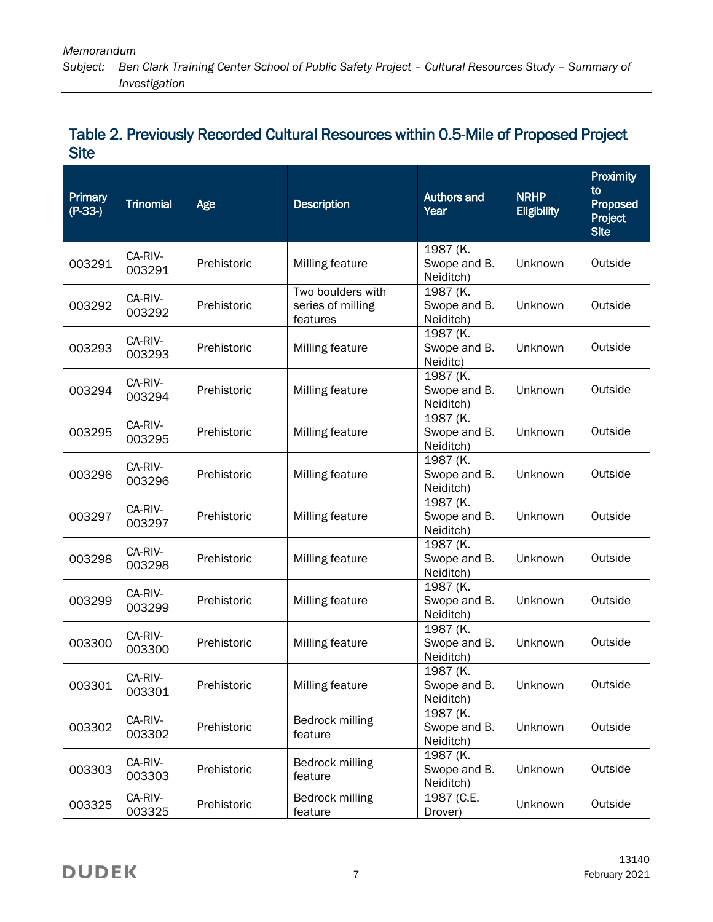## Table 2. Previously Recorded Cultural Resources within 0.5-Mile of Proposed Project Site

| Primary (P-33-) | Trinomial | Age | Description | Authors and Year | NRHP Eligibility | Proximity to Proposed Project Site |
|---|---|---|---|---|---|---|
| 003291 | CA-RIV-003291 | Prehistoric | Milling feature | 1987 (K. Swope and B. Neiditch) | Unknown | Outside |
| 003292 | CA-RIV-003292 | Prehistoric | Two boulders with series of milling features | 1987 (K. Swope and B. Neiditch) | Unknown | Outside |
| 003293 | CA-RIV-003293 | Prehistoric | Milling feature | 1987 (K. Swope and B. Neiditc) | Unknown | Outside |
| 003294 | CA-RIV-003294 | Prehistoric | Milling feature | 1987 (K. Swope and B. Neiditch) | Unknown | Outside |
| 003295 | CA-RIV-003295 | Prehistoric | Milling feature | 1987 (K. Swope and B. Neiditch) | Unknown | Outside |
| 003296 | CA-RIV-003296 | Prehistoric | Milling feature | 1987 (K. Swope and B. Neiditch) | Unknown | Outside |
| 003297 | CA-RIV-003297 | Prehistoric | Milling feature | 1987 (K. Swope and B. Neiditch) | Unknown | Outside |
| 003298 | CA-RIV-003298 | Prehistoric | Milling feature | 1987 (K. Swope and B. Neiditch) | Unknown | Outside |
| 003299 | CA-RIV-003299 | Prehistoric | Milling feature | 1987 (K. Swope and B. Neiditch) | Unknown | Outside |
| 003300 | CA-RIV-003300 | Prehistoric | Milling feature | 1987 (K. Swope and B. Neiditch) | Unknown | Outside |
| 003301 | CA-RIV-003301 | Prehistoric | Milling feature | 1987 (K. Swope and B. Neiditch) | Unknown | Outside |
| 003302 | CA-RIV-003302 | Prehistoric | Bedrock milling feature | 1987 (K. Swope and B. Neiditch) | Unknown | Outside |
| 003303 | CA-RIV-003303 | Prehistoric | Bedrock milling feature | 1987 (K. Swope and B. Neiditch) | Unknown | Outside |
| 003325 | CA-RIV-003325 | Prehistoric | Bedrock milling feature | 1987 (C.E. Drover) | Unknown | Outside |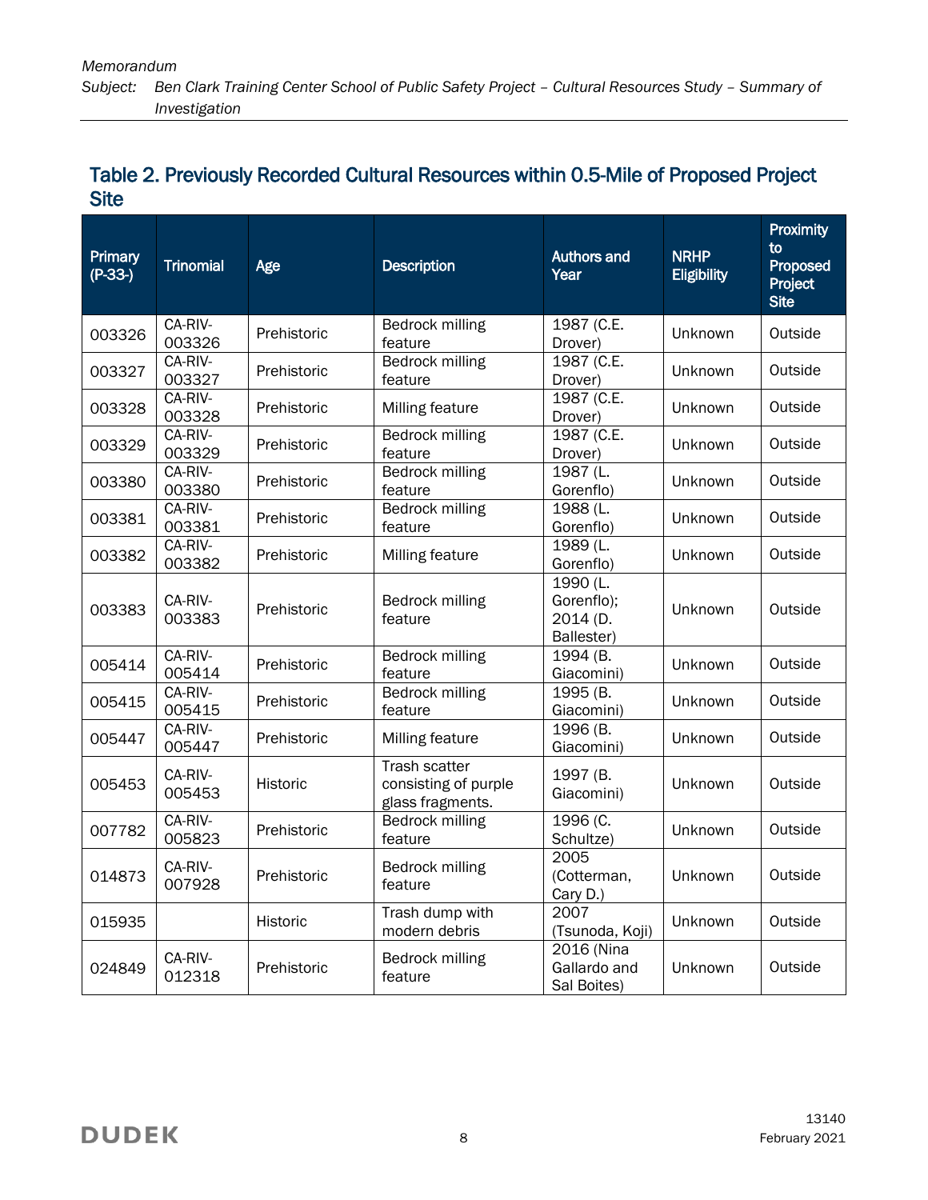## Table 2. Previously Recorded Cultural Resources within 0.5-Mile of Proposed Project Site

| Primary (P-33-) | Trinomial | Age | Description | Authors and Year | NRHP Eligibility | Proximity to Proposed Project Site |
|---|---|---|---|---|---|---|
| 003326 | CA-RIV-003326 | Prehistoric | Bedrock milling feature | 1987 (C.E. Drover) | Unknown | Outside |
| 003327 | CA-RIV-003327 | Prehistoric | Bedrock milling feature | 1987 (C.E. Drover) | Unknown | Outside |
| 003328 | CA-RIV-003328 | Prehistoric | Milling feature | 1987 (C.E. Drover) | Unknown | Outside |
| 003329 | CA-RIV-003329 | Prehistoric | Bedrock milling feature | 1987 (C.E. Drover) | Unknown | Outside |
| 003380 | CA-RIV-003380 | Prehistoric | Bedrock milling feature | 1987 (L. Gorenflo) | Unknown | Outside |
| 003381 | CA-RIV-003381 | Prehistoric | Bedrock milling feature | 1988 (L. Gorenflo) | Unknown | Outside |
| 003382 | CA-RIV-003382 | Prehistoric | Milling feature | 1989 (L. Gorenflo) | Unknown | Outside |
| 003383 | CA-RIV-003383 | Prehistoric | Bedrock milling feature | 1990 (L. Gorenflo); 2014 (D. Ballester) | Unknown | Outside |
| 005414 | CA-RIV-005414 | Prehistoric | Bedrock milling feature | 1994 (B. Giacomini) | Unknown | Outside |
| 005415 | CA-RIV-005415 | Prehistoric | Bedrock milling feature | 1995 (B. Giacomini) | Unknown | Outside |
| 005447 | CA-RIV-005447 | Prehistoric | Milling feature | 1996 (B. Giacomini) | Unknown | Outside |
| 005453 | CA-RIV-005453 | Historic | Trash scatter consisting of purple glass fragments. | 1997 (B. Giacomini) | Unknown | Outside |
| 007782 | CA-RIV-005823 | Prehistoric | Bedrock milling feature | 1996 (C. Schultze) | Unknown | Outside |
| 014873 | CA-RIV-007928 | Prehistoric | Bedrock milling feature | 2005 (Cotterman, Cary D.) | Unknown | Outside |
| 015935 | | Historic | Trash dump with modern debris | 2007 (Tsunoda, Koji) | Unknown | Outside |
| 024849 | CA-RIV-012318 | Prehistoric | Bedrock milling feature | 2016 (Nina Gallardo and Sal Boites) | Unknown | Outside |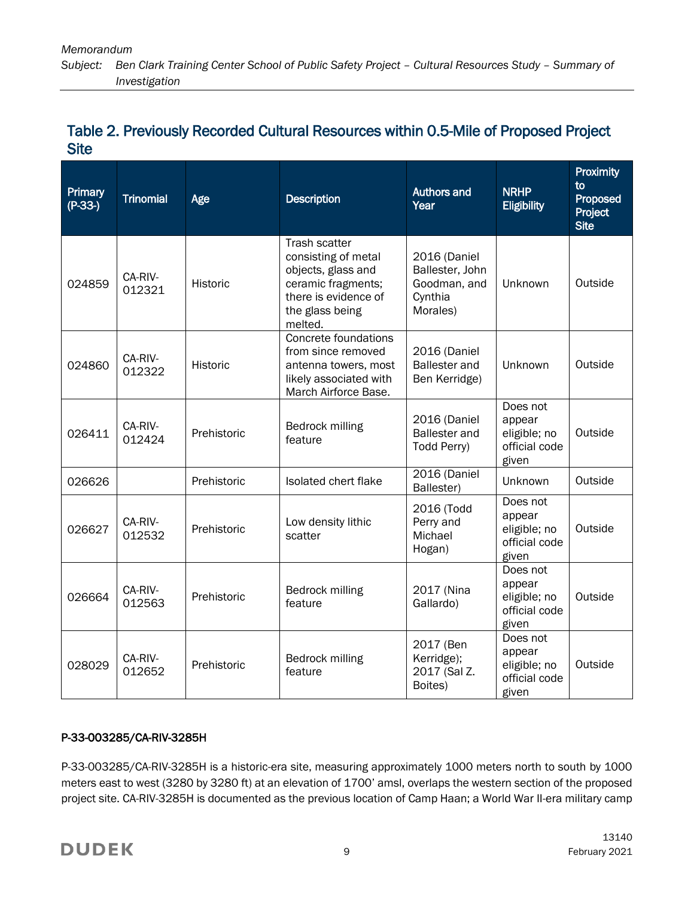## Table 2. Previously Recorded Cultural Resources within 0.5-Mile of Proposed Project Site

| Primary (P-33-) | Trinomial | Age | Description | Authors and Year | NRHP Eligibility | Proximity to Proposed Project Site |
|---|---|---|---|---|---|---|
| 024859 | CA-RIV-012321 | Historic | Trash scatter consisting of metal objects, glass and ceramic fragments; there is evidence of the glass being melted. | 2016 (Daniel Ballester, John Goodman, and Cynthia Morales) | Unknown | Outside |
| 024860 | CA-RIV-012322 | Historic | Concrete foundations from since removed antenna towers, most likely associated with March Airforce Base. | 2016 (Daniel Ballester and Ben Kerridge) | Unknown | Outside |
| 026411 | CA-RIV-012424 | Prehistoric | Bedrock milling feature | 2016 (Daniel Ballester and Todd Perry) | Does not appear eligible; no official code given | Outside |
| 026626 | | Prehistoric | Isolated chert flake | 2016 (Daniel Ballester) | Unknown | Outside |
| 026627 | CA-RIV-012532 | Prehistoric | Low density lithic scatter | 2016 (Todd Perry and Michael Hogan) | Does not appear eligible; no official code given | Outside |
| 026664 | CA-RIV-012563 | Prehistoric | Bedrock milling feature | 2017 (Nina Gallardo) | Does not appear eligible; no official code given | Outside |
| 028029 | CA-RIV-012652 | Prehistoric | Bedrock milling feature | 2017 (Ben Kerridge); 2017 (Sal Z. Boites) | Does not appear eligible; no official code given | Outside |

### P-33-003285/CA-RIV-3285H

P-33-003285/CA-RIV-3285H is a historic-era site, measuring approximately 1000 meters north to south by 1000 meters east to west (3280 by 3280 ft) at an elevation of 1700' amsl, overlaps the western section of the proposed project site. CA-RIV-3285H is documented as the previous location of Camp Haan; a World War II-era military camp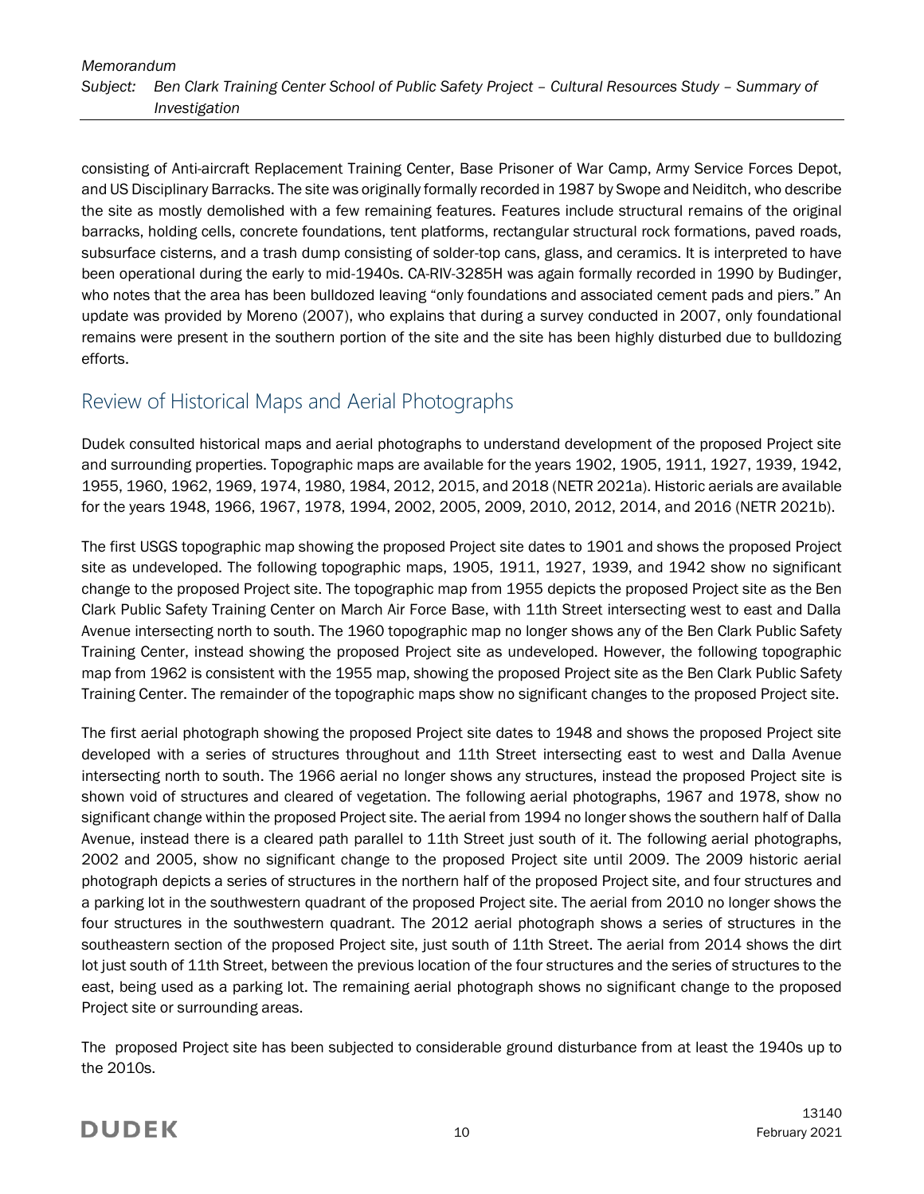consisting of Anti-aircraft Replacement Training Center, Base Prisoner of War Camp, Army Service Forces Depot, and US Disciplinary Barracks. The site was originally formally recorded in 1987 by Swope and Neiditch, who describe the site as mostly demolished with a few remaining features. Features include structural remains of the original barracks, holding cells, concrete foundations, tent platforms, rectangular structural rock formations, paved roads, subsurface cisterns, and a trash dump consisting of solder-top cans, glass, and ceramics. It is interpreted to have been operational during the early to mid-1940s. CA-RIV-3285H was again formally recorded in 1990 by Budinger, who notes that the area has been bulldozed leaving "only foundations and associated cement pads and piers." An update was provided by Moreno (2007), who explains that during a survey conducted in 2007, only foundational remains were present in the southern portion of the site and the site has been highly disturbed due to bulldozing efforts.

## Review of Historical Maps and Aerial Photographs

Dudek consulted historical maps and aerial photographs to understand development of the proposed Project site and surrounding properties. Topographic maps are available for the years 1902, 1905, 1911, 1927, 1939, 1942, 1955, 1960, 1962, 1969, 1974, 1980, 1984, 2012, 2015, and 2018 (NETR 2021a). Historic aerials are available for the years 1948, 1966, 1967, 1978, 1994, 2002, 2005, 2009, 2010, 2012, 2014, and 2016 (NETR 2021b).

The first USGS topographic map showing the proposed Project site dates to 1901 and shows the proposed Project site as undeveloped. The following topographic maps, 1905, 1911, 1927, 1939, and 1942 show no significant change to the proposed Project site. The topographic map from 1955 depicts the proposed Project site as the Ben Clark Public Safety Training Center on March Air Force Base, with 11th Street intersecting west to east and Dalla Avenue intersecting north to south. The 1960 topographic map no longer shows any of the Ben Clark Public Safety Training Center, instead showing the proposed Project site as undeveloped. However, the following topographic map from 1962 is consistent with the 1955 map, showing the proposed Project site as the Ben Clark Public Safety Training Center. The remainder of the topographic maps show no significant changes to the proposed Project site.

The first aerial photograph showing the proposed Project site dates to 1948 and shows the proposed Project site developed with a series of structures throughout and 11th Street intersecting east to west and Dalla Avenue intersecting north to south. The 1966 aerial no longer shows any structures, instead the proposed Project site is shown void of structures and cleared of vegetation. The following aerial photographs, 1967 and 1978, show no significant change within the proposed Project site. The aerial from 1994 no longer shows the southern half of Dalla Avenue, instead there is a cleared path parallel to 11th Street just south of it. The following aerial photographs, 2002 and 2005, show no significant change to the proposed Project site until 2009. The 2009 historic aerial photograph depicts a series of structures in the northern half of the proposed Project site, and four structures and a parking lot in the southwestern quadrant of the proposed Project site. The aerial from 2010 no longer shows the four structures in the southwestern quadrant. The 2012 aerial photograph shows a series of structures in the southeastern section of the proposed Project site, just south of 11th Street. The aerial from 2014 shows the dirt lot just south of 11th Street, between the previous location of the four structures and the series of structures to the east, being used as a parking lot. The remaining aerial photograph shows no significant change to the proposed Project site or surrounding areas.

The proposed Project site has been subjected to considerable ground disturbance from at least the 1940s up to the 2010s.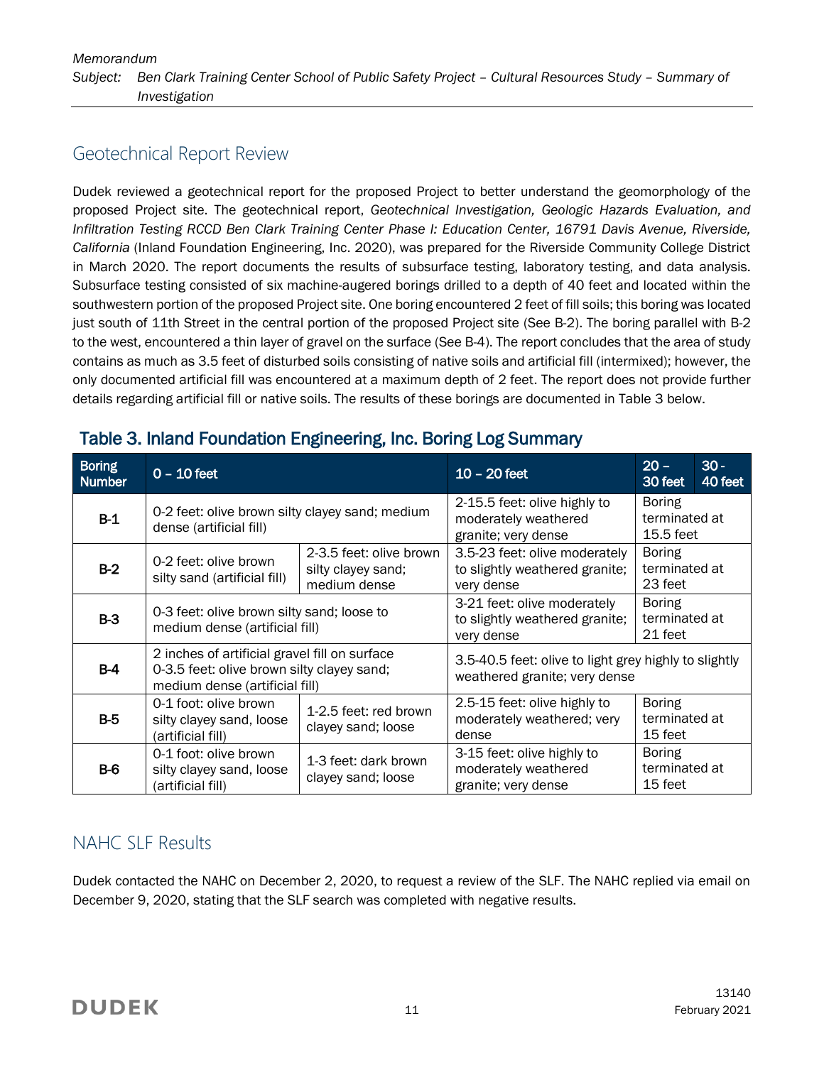## Geotechnical Report Review

Dudek reviewed a geotechnical report for the proposed Project to better understand the geomorphology of the proposed Project site. The geotechnical report, *Geotechnical Investigation, Geologic Hazards Evaluation, and Infiltration Testing RCCD Ben Clark Training Center Phase I: Education Center, 16791 Davis Avenue, Riverside, California* (Inland Foundation Engineering, Inc. 2020), was prepared for the Riverside Community College District in March 2020. The report documents the results of subsurface testing, laboratory testing, and data analysis. Subsurface testing consisted of six machine-augered borings drilled to a depth of 40 feet and located within the southwestern portion of the proposed Project site. One boring encountered 2 feet of fill soils; this boring was located just south of 11th Street in the central portion of the proposed Project site (See B-2). The boring parallel with B-2 to the west, encountered a thin layer of gravel on the surface (See B-4). The report concludes that the area of study contains as much as 3.5 feet of disturbed soils consisting of native soils and artificial fill (intermixed); however, the only documented artificial fill was encountered at a maximum depth of 2 feet. The report does not provide further details regarding artificial fill or native soils. The results of these borings are documented in Table 3 below.

**Table 3. Inland Foundation Engineering, Inc. Boring Log Summary**

| Boring Number | 0 – 10 feet | | 10 – 20 feet | 20 – 30 feet | 30 - 40 feet |
|---|---|---|---|---|---|
| B-1 | 0-2 feet: olive brown silty clayey sand; medium dense (artificial fill) | | 2-15.5 feet: olive highly to moderately weathered granite; very dense | Boring terminated at 15.5 feet | |
| B-2 | 0-2 feet: olive brown silty sand (artificial fill) | 2-3.5 feet: olive brown silty clayey sand; medium dense | 3.5-23 feet: olive moderately to slightly weathered granite; very dense | Boring terminated at 23 feet | |
| B-3 | 0-3 feet: olive brown silty sand; loose to medium dense (artificial fill) | | 3-21 feet: olive moderately to slightly weathered granite; very dense | Boring terminated at 21 feet | |
| B-4 | 2 inches of artificial gravel fill on surface<br>0-3.5 feet: olive brown silty clayey sand; medium dense (artificial fill) | | 3.5-40.5 feet: olive to light grey highly to slightly weathered granite; very dense | | |
| B-5 | 0-1 foot: olive brown silty clayey sand, loose (artificial fill) | 1-2.5 feet: red brown clayey sand; loose | 2.5-15 feet: olive highly to moderately weathered; very dense | Boring terminated at 15 feet | |
| B-6 | 0-1 foot: olive brown silty clayey sand, loose (artificial fill) | 1-3 feet: dark brown clayey sand; loose | 3-15 feet: olive highly to moderately weathered granite; very dense | Boring terminated at 15 feet | |

## NAHC SLF Results

Dudek contacted the NAHC on December 2, 2020, to request a review of the SLF. The NAHC replied via email on December 9, 2020, stating that the SLF search was completed with negative results.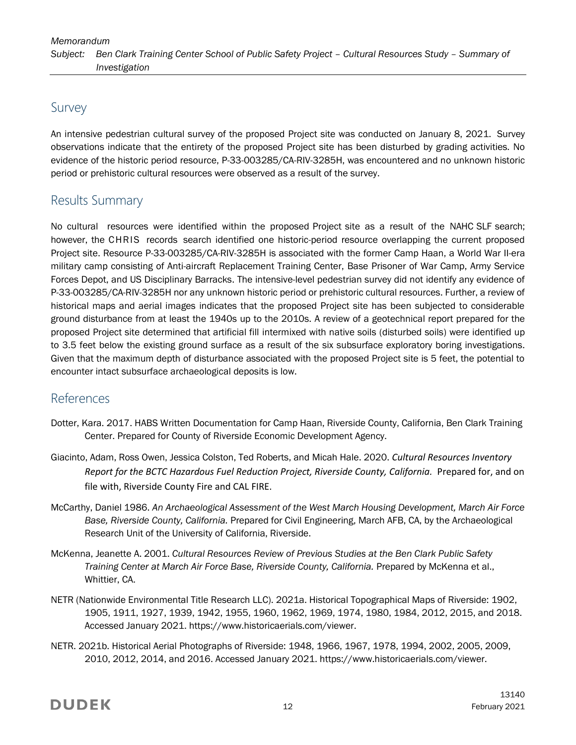## Survey

An intensive pedestrian cultural survey of the proposed Project site was conducted on January 8, 2021. Survey observations indicate that the entirety of the proposed Project site has been disturbed by grading activities. No evidence of the historic period resource, P-33-003285/CA-RIV-3285H, was encountered and no unknown historic period or prehistoric cultural resources were observed as a result of the survey.

## Results Summary

No cultural resources were identified within the proposed Project site as a result of the NAHC SLF search; however, the CHRIS records search identified one historic-period resource overlapping the current proposed Project site. Resource P-33-003285/CA-RIV-3285H is associated with the former Camp Haan, a World War II-era military camp consisting of Anti-aircraft Replacement Training Center, Base Prisoner of War Camp, Army Service Forces Depot, and US Disciplinary Barracks. The intensive-level pedestrian survey did not identify any evidence of P-33-003285/CA-RIV-3285H nor any unknown historic period or prehistoric cultural resources. Further, a review of historical maps and aerial images indicates that the proposed Project site has been subjected to considerable ground disturbance from at least the 1940s up to the 2010s. A review of a geotechnical report prepared for the proposed Project site determined that artificial fill intermixed with native soils (disturbed soils) were identified up to 3.5 feet below the existing ground surface as a result of the six subsurface exploratory boring investigations. Given that the maximum depth of disturbance associated with the proposed Project site is 5 feet, the potential to encounter intact subsurface archaeological deposits is low.

## References

Dotter, Kara. 2017. HABS Written Documentation for Camp Haan, Riverside County, California, Ben Clark Training Center. Prepared for County of Riverside Economic Development Agency.

Giacinto, Adam, Ross Owen, Jessica Colston, Ted Roberts, and Micah Hale. 2020. *Cultural Resources Inventory Report for the BCTC Hazardous Fuel Reduction Project, Riverside County, California.* Prepared for, and on file with, Riverside County Fire and CAL FIRE.

McCarthy, Daniel 1986. *An Archaeological Assessment of the West March Housing Development, March Air Force Base, Riverside County, California.* Prepared for Civil Engineering, March AFB, CA, by the Archaeological Research Unit of the University of California, Riverside.

McKenna, Jeanette A. 2001. *Cultural Resources Review of Previous Studies at the Ben Clark Public Safety Training Center at March Air Force Base, Riverside County, California.* Prepared by McKenna et al., Whittier, CA.

NETR (Nationwide Environmental Title Research LLC). 2021a. Historical Topographical Maps of Riverside: 1902, 1905, 1911, 1927, 1939, 1942, 1955, 1960, 1962, 1969, 1974, 1980, 1984, 2012, 2015, and 2018. Accessed January 2021. https://www.historicaerials.com/viewer.

NETR. 2021b. Historical Aerial Photographs of Riverside: 1948, 1966, 1967, 1978, 1994, 2002, 2005, 2009, 2010, 2012, 2014, and 2016. Accessed January 2021. https://www.historicaerials.com/viewer.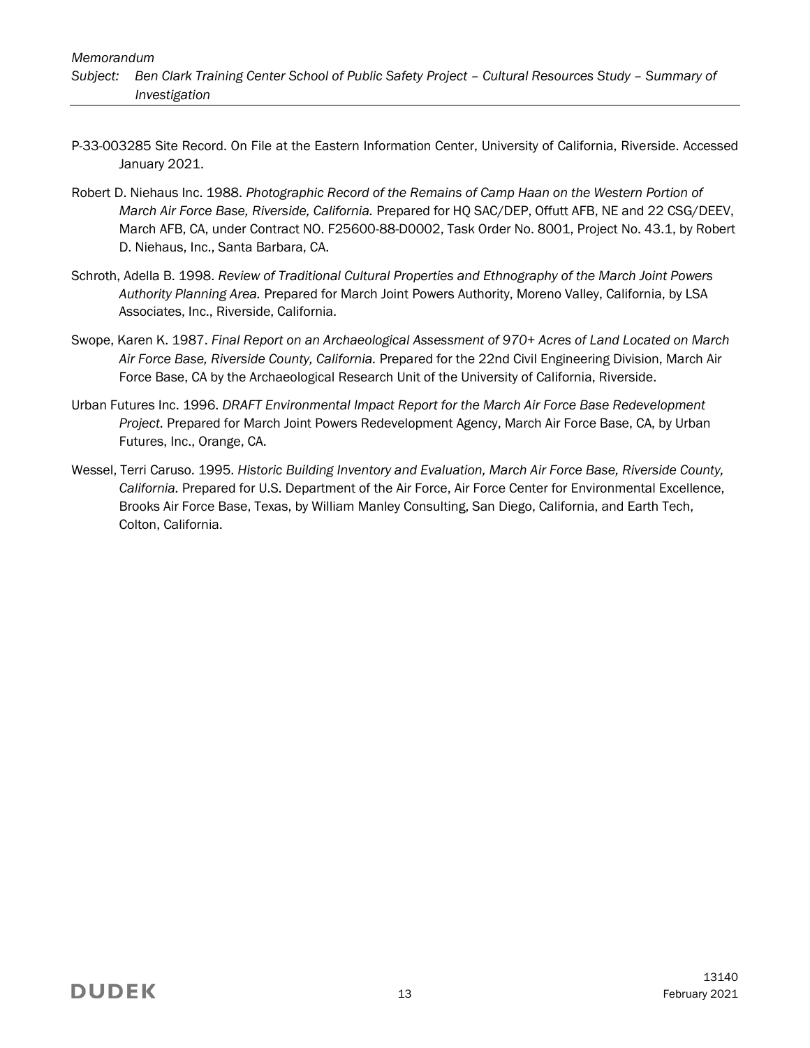P-33-003285 Site Record. On File at the Eastern Information Center, University of California, Riverside. Accessed January 2021.

Robert D. Niehaus Inc. 1988. *Photographic Record of the Remains of Camp Haan on the Western Portion of March Air Force Base, Riverside, California.* Prepared for HQ SAC/DEP, Offutt AFB, NE and 22 CSG/DEEV, March AFB, CA, under Contract NO. F25600-88-D0002, Task Order No. 8001, Project No. 43.1, by Robert D. Niehaus, Inc., Santa Barbara, CA.

Schroth, Adella B. 1998. *Review of Traditional Cultural Properties and Ethnography of the March Joint Powers Authority Planning Area.* Prepared for March Joint Powers Authority, Moreno Valley, California, by LSA Associates, Inc., Riverside, California.

Swope, Karen K. 1987. *Final Report on an Archaeological Assessment of 970+ Acres of Land Located on March Air Force Base, Riverside County, California.* Prepared for the 22nd Civil Engineering Division, March Air Force Base, CA by the Archaeological Research Unit of the University of California, Riverside.

Urban Futures Inc. 1996. *DRAFT Environmental Impact Report for the March Air Force Base Redevelopment Project.* Prepared for March Joint Powers Redevelopment Agency, March Air Force Base, CA, by Urban Futures, Inc., Orange, CA.

Wessel, Terri Caruso. 1995. *Historic Building Inventory and Evaluation, March Air Force Base, Riverside County, California.* Prepared for U.S. Department of the Air Force, Air Force Center for Environmental Excellence, Brooks Air Force Base, Texas, by William Manley Consulting, San Diego, California, and Earth Tech, Colton, California.